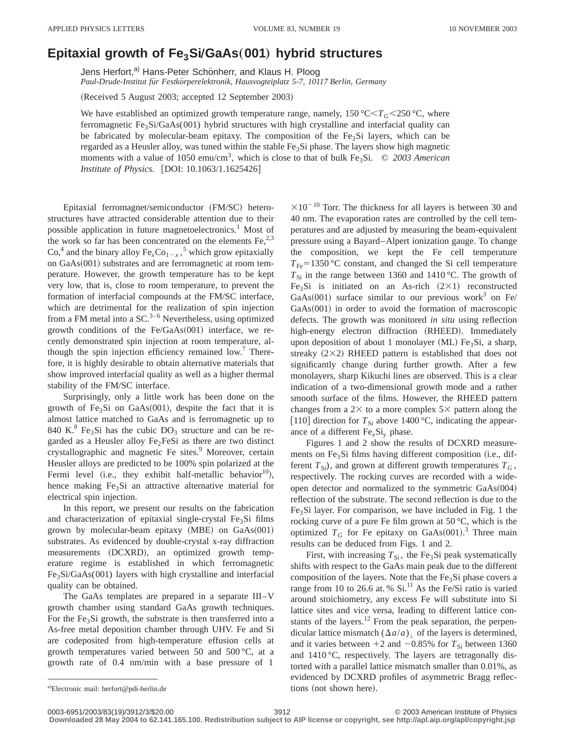# Epitaxial growth of $Fe_3Si$/GaAs(001) hybrid structures

Jens Herfort,[a] Hans-Peter Schönherr, and Klaus H. Ploog

*Paul-Drude-Institut für Festkörperelektronik, Hausvogteiplatz 5-7, 10117 Berlin, Germany*

(Received 5 August 2003; accepted 12 September 2003)

We have established an optimized growth temperature range, namely, 150 °C$<T_G<$250 °C, where ferromagnetic $Fe_3Si$/GaAs(001) hybrid structures with high crystalline and interfacial quality can be fabricated by molecular-beam epitaxy. The composition of the $Fe_3Si$ layers, which can be regarded as a Heusler alloy, was tuned within the stable $Fe_3Si$ phase. The layers show high magnetic moments with a value of 1050 emu/cm$^3$, which is close to that of bulk $Fe_3Si$. © *2003 American Institute of Physics.* [DOI: 10.1063/1.1625426]

Epitaxial ferromagnet/semiconductor (FM/SC) heterostructures have attracted considerable attention due to their possible application in future magnetoelectronics.[1] Most of the work so far has been concentrated on the elements Fe,[2,3] Co,[4] and the binary alloy $Fe_xCo_{1-x}$,[5] which grow epitaxially on GaAs(001) substrates and are ferromagnetic at room temperature. However, the growth temperature has to be kept very low, that is, close to room temperature, to prevent the formation of interfacial compounds at the FM/SC interface, which are detrimental for the realization of spin injection from a FM metal into a SC.[3–6] Nevertheless, using optimized growth conditions of the Fe/GaAs(001) interface, we recently demonstrated spin injection at room temperature, although the spin injection efficiency remained low.[7] Therefore, it is highly desirable to obtain alternative materials that show improved interfacial quality as well as a higher thermal stability of the FM/SC interface.

Surprisingly, only a little work has been done on the growth of $Fe_3Si$ on GaAs(001), despite the fact that it is almost lattice matched to GaAs and is ferromagnetic up to 840 K.[8] $Fe_3Si$ has the cubic $DO_3$ structure and can be regarded as a Heusler alloy $Fe_2FeSi$ as there are two distinct crystallographic and magnetic Fe sites.[9] Moreover, certain Heusler alloys are predicted to be 100% spin polarized at the Fermi level (i.e., they exhibit half-metallic behavior[10]), hence making $Fe_3Si$ an attractive alternative material for electrical spin injection.

In this report, we present our results on the fabrication and characterization of epitaxial single-crystal $Fe_3Si$ films grown by molecular-beam epitaxy (MBE) on GaAs(001) substrates. As evidenced by double-crystal x-ray diffraction measurements (DCXRD), an optimized growth temperature regime is established in which ferromagnetic $Fe_3Si$/GaAs(001) layers with high crystalline and interfacial quality can be obtained.

The GaAs templates are prepared in a separate III–V growth chamber using standard GaAs growth techniques. For the $Fe_3Si$ growth, the substrate is then transferred into a As-free metal deposition chamber through UHV. Fe and Si are codeposited from high-temperature effusion cells at growth temperatures varied between 50 and 500 °C, at a growth rate of 0.4 nm/min with a base pressure of $1\times10^{-10}$ Torr. The thickness for all layers is between 30 and 40 nm. The evaporation rates are controlled by the cell temperatures and are adjusted by measuring the beam-equivalent pressure using a Bayard–Alpert ionization gauge. To change the composition, we kept the Fe cell temperature $T_{Fe}=1350$ °C constant, and changed the Si cell temperature $T_{Si}$ in the range between 1360 and 1410 °C. The growth of $Fe_3Si$ is initiated on an As-rich (2×1) reconstructed GaAs(001) surface similar to our previous work[3] on Fe/GaAs(001) in order to avoid the formation of macroscopic defects. The growth was monitored *in situ* using reflection high-energy electron diffraction (RHEED). Immediately upon deposition of about 1 monolayer (ML) $Fe_3Si$, a sharp, streaky (2×2) RHEED pattern is established that does not significantly change during further growth. After a few monolayers, sharp Kikuchi lines are observed. This is a clear indication of a two-dimensional growth mode and a rather smooth surface of the films. However, the RHEED pattern changes from a 2× to a more complex 5× pattern along the [110] direction for $T_{Si}$ above 1400 °C, indicating the appearance of a different $Fe_xSi_y$ phase.

Figures 1 and 2 show the results of DCXRD measurements on $Fe_3Si$ films having different composition (i.e., different $T_{Si}$), and grown at different growth temperatures $T_G$, respectively. The rocking curves are recorded with a wide-open detector and normalized to the symmetric GaAs(004) reflection of the substrate. The second reflection is due to the $Fe_3Si$ layer. For comparison, we have included in Fig. 1 the rocking curve of a pure Fe film grown at 50 °C, which is the optimized $T_G$ for Fe epitaxy on GaAs(001).[3] Three main results can be deduced from Figs. 1 and 2.

First, with increasing $T_{Si}$, the $Fe_3Si$ peak systematically shifts with respect to the GaAs main peak due to the different composition of the layers. Note that the $Fe_3Si$ phase covers a range from 10 to 26.6 at. % Si.[11] As the Fe/Si ratio is varied around stoichiometry, any excess Fe will substitute into Si lattice sites and vice versa, leading to different lattice constants of the layers.[12] From the peak separation, the perpendicular lattice mismatch $(\Delta a/a)_\perp$ of the layers is determined, and it varies between +2 and −0.85% for $T_{Si}$ between 1360 and 1410 °C, respectively. The layers are tetragonally distorted with a parallel lattice mismatch smaller than 0.01%, as evidenced by DCXRD profiles of asymmetric Bragg reflections (not shown here).

[a]Electronic mail: herfort@pdi-berlin.de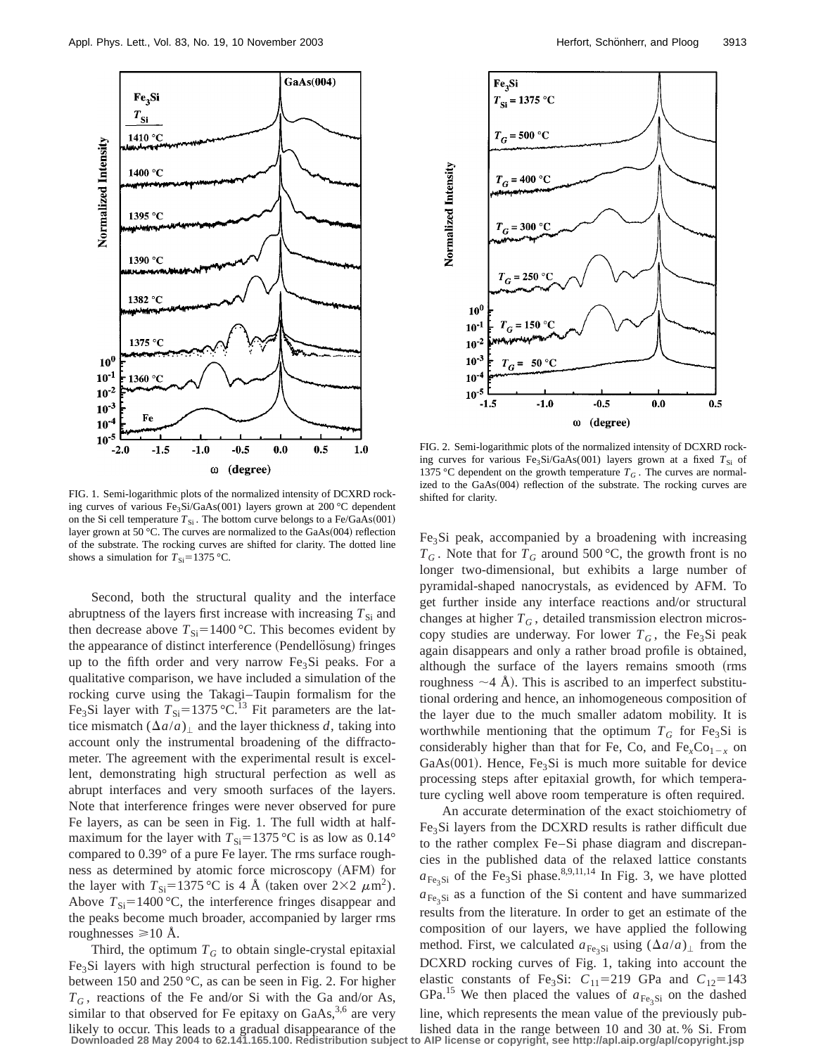FIG. 1. Semi-logarithmic plots of the normalized intensity of DCXRD rocking curves of various $Fe_3Si$/GaAs(001) layers grown at 200 °C dependent on the Si cell temperature $T_{Si}$. The bottom curve belongs to a Fe/GaAs(001) layer grown at 50 °C. The curves are normalized to the GaAs(004) reflection of the substrate. The rocking curves are shifted for clarity. The dotted line shows a simulation for $T_{Si}$=1375 °C.

FIG. 2. Semi-logarithmic plots of the normalized intensity of DCXRD rocking curves for various $Fe_3Si$/GaAs(001) layers grown at a fixed $T_{Si}$ of 1375 °C dependent on the growth temperature $T_G$. The curves are normalized to the GaAs(004) reflection of the substrate. The rocking curves are shifted for clarity.

Second, both the structural quality and the interface abruptness of the layers first increase with increasing $T_{Si}$ and then decrease above $T_{Si}$=1400 °C. This becomes evident by the appearance of distinct interference (Pendellösung) fringes up to the fifth order and very narrow $Fe_3Si$ peaks. For a qualitative comparison, we have included a simulation of the rocking curve using the Takagi–Taupin formalism for the $Fe_3Si$ layer with $T_{Si}$=1375 °C.[13] Fit parameters are the lattice mismatch $(\Delta a/a)_{\perp}$ and the layer thickness $d$, taking into account only the instrumental broadening of the diffractometer. The agreement with the experimental result is excellent, demonstrating high structural perfection as well as abrupt interfaces and very smooth surfaces of the layers. Note that interference fringes were never observed for pure Fe layers, as can be seen in Fig. 1. The full width at half-maximum for the layer with $T_{Si}$=1375 °C is as low as 0.14° compared to 0.39° of a pure Fe layer. The rms surface roughness as determined by atomic force microscopy (AFM) for the layer with $T_{Si}$=1375 °C is 4 Å (taken over $2\times2$ $\mu m^2$). Above $T_{Si}$=1400 °C, the interference fringes disappear and the peaks become much broader, accompanied by larger rms roughnesses ≥10 Å.

Third, the optimum $T_G$ to obtain single-crystal epitaxial $Fe_3Si$ layers with high structural perfection is found to be between 150 and 250 °C, as can be seen in Fig. 2. For higher $T_G$, reactions of the Fe and/or Si with the Ga and/or As, similar to that observed for Fe epitaxy on GaAs,[3,6] are very likely to occur. This leads to a gradual disappearance of the $Fe_3Si$ peak, accompanied by a broadening with increasing $T_G$. Note that for $T_G$ around 500 °C, the growth front is no longer two-dimensional, but exhibits a large number of pyramidal-shaped nanocrystals, as evidenced by AFM. To get further inside any interface reactions and/or structural changes at higher $T_G$, detailed transmission electron microscopy studies are underway. For lower $T_G$, the $Fe_3Si$ peak again disappears and only a rather broad profile is obtained, although the surface of the layers remains smooth (rms roughness ~4 Å). This is ascribed to an imperfect substitutional ordering and hence, an inhomogeneous composition of the layer due to the much smaller adatom mobility. It is worthwhile mentioning that the optimum $T_G$ for $Fe_3Si$ is considerably higher than that for Fe, Co, and $Fe_xCo_{1-x}$ on GaAs(001). Hence, $Fe_3Si$ is much more suitable for device processing steps after epitaxial growth, for which temperature cycling well above room temperature is often required.

An accurate determination of the exact stoichiometry of $Fe_3Si$ layers from the DCXRD results is rather difficult due to the rather complex Fe–Si phase diagram and discrepancies in the published data of the relaxed lattice constants $a_{Fe_3Si}$ of the $Fe_3Si$ phase.[8,9,11,14] In Fig. 3, we have plotted $a_{Fe_3Si}$ as a function of the Si content and have summarized results from the literature. In order to get an estimate of the composition of our layers, we have applied the following method. First, we calculated $a_{Fe_3Si}$ using $(\Delta a/a)_{\perp}$ from the DCXRD rocking curves of Fig. 1, taking into account the elastic constants of $Fe_3Si$: $C_{11}$=219 GPa and $C_{12}$=143 GPa.[15] We then placed the values of $a_{Fe_3Si}$ on the dashed line, which represents the mean value of the previously published data in the range between 10 and 30 at. % Si. From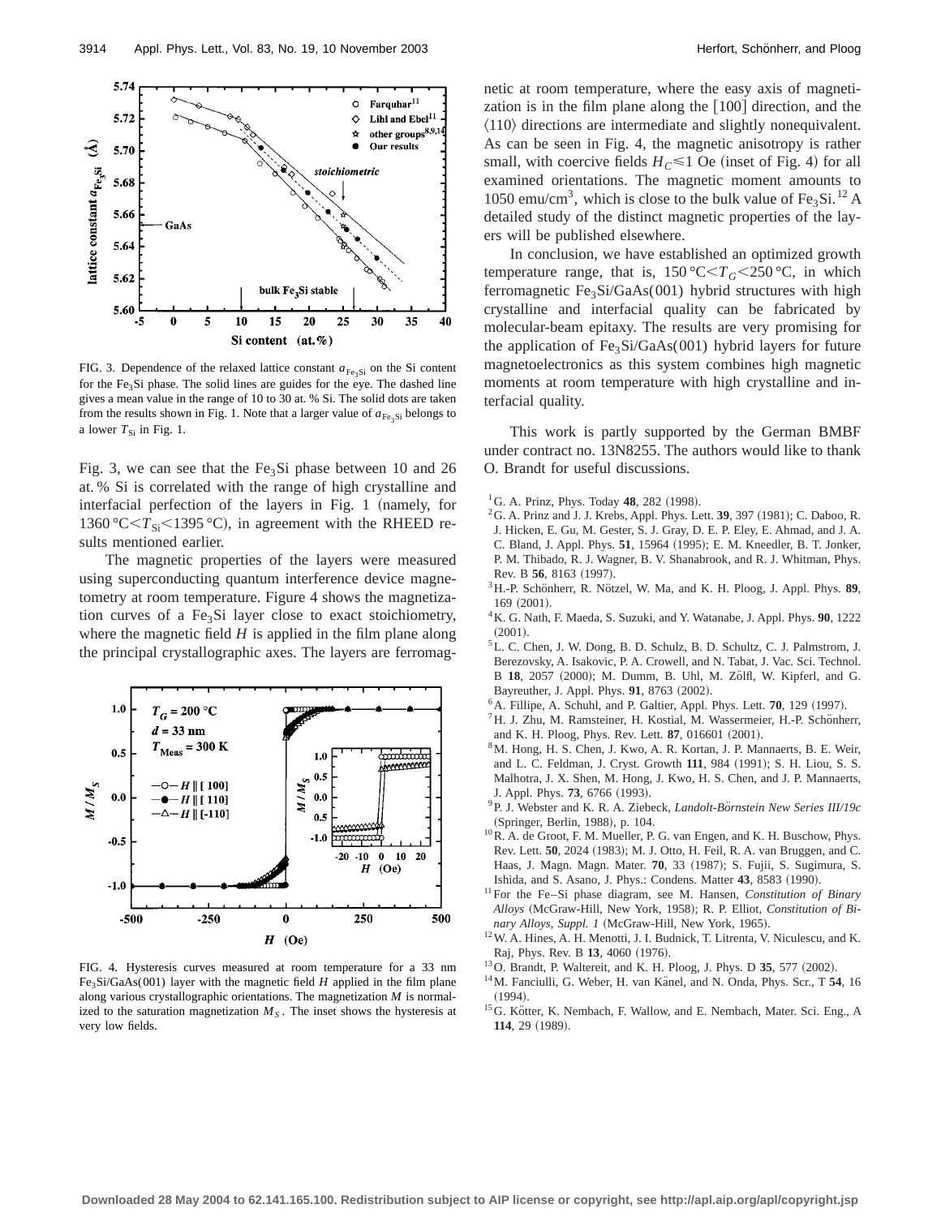5.74
5.72
5.70
5.68
5.66
5.64
5.62
5.60
lattice constant $a_{Fe_3Si}$ (Å)
-5 0 5 10 15 20 25 30 35 40
Si content (at.%)
Farquhar[11]
Lihl and Ebel[11]
other groups[8,9,14]
Our results
stoichiometric
GaAs
bulk $Fe_3Si$ stable

FIG. 3. Dependence of the relaxed lattice constant $a_{Fe_3Si}$ on the Si content for the $Fe_3Si$ phase. The solid lines are guides for the eye. The dashed line gives a mean value in the range of 10 to 30 at. % Si. The solid dots are taken from the results shown in Fig. 1. Note that a larger value of $a_{Fe_3Si}$ belongs to a lower $T_{Si}$ in Fig. 1.

Fig. 3, we can see that the $Fe_3Si$ phase between 10 and 26 at. % Si is correlated with the range of high crystalline and interfacial perfection of the layers in Fig. 1 (namely, for $1360\,°C < T_{Si} < 1395\,°C$), in agreement with the RHEED results mentioned earlier.

The magnetic properties of the layers were measured using superconducting quantum interference device magnetometry at room temperature. Figure 4 shows the magnetization curves of a $Fe_3Si$ layer close to exact stoichiometry, where the magnetic field $H$ is applied in the film plane along the principal crystallographic axes. The layers are ferromagnetic at room temperature, where the easy axis of magnetization is in the film plane along the [100] direction, and the ⟨110⟩ directions are intermediate and slightly nonequivalent. As can be seen in Fig. 4, the magnetic anisotropy is rather small, with coercive fields $H_C \leqslant 1$ Oe (inset of Fig. 4) for all examined orientations. The magnetic moment amounts to 1050 emu/cm$^3$, which is close to the bulk value of $Fe_3Si$.[12] A detailed study of the distinct magnetic properties of the layers will be published elsewhere.

$T_G = 200\,°C$
$d = 33$ nm
$T_{Meas} = 300$ K
$H \parallel [100]$
$H \parallel [110]$
$H \parallel [-110]$
$M / M_S$
1.0
0.5
0.0
-0.5
-1.0
-500 -250 0 250 500
$H$ (Oe)
1.0
0.5
0.0
-0.5
-1.0
-20 -10 0 10 20
$H$ (Oe)

FIG. 4. Hysteresis curves measured at room temperature for a 33 nm $Fe_3Si$/GaAs(001) layer with the magnetic field $H$ applied in the film plane along various crystallographic orientations. The magnetization $M$ is normalized to the saturation magnetization $M_S$. The inset shows the hysteresis at very low fields.

In conclusion, we have established an optimized growth temperature range, that is, $150\,°C < T_G < 250\,°C$, in which ferromagnetic $Fe_3Si$/GaAs(001) hybrid structures with high crystalline and interfacial quality can be fabricated by molecular-beam epitaxy. The results are very promising for the application of $Fe_3Si$/GaAs(001) hybrid layers for future magnetoelectronics as this system combines high magnetic moments at room temperature with high crystalline and interfacial quality.

This work is partly supported by the German BMBF under contract no. 13N8255. The authors would like to thank O. Brandt for useful discussions.

[1] G. A. Prinz, Phys. Today **48**, 282 (1998).
[2] G. A. Prinz and J. J. Krebs, Appl. Phys. Lett. **39**, 397 (1981); C. Daboo, R. J. Hicken, E. Gu, M. Gester, S. J. Gray, D. E. P. Eley, E. Ahmad, and J. A. C. Bland, J. Appl. Phys. **51**, 15964 (1995); E. M. Kneedler, B. T. Jonker, P. M. Thibado, R. J. Wagner, B. V. Shanabrook, and R. J. Whitman, Phys. Rev. B **56**, 8163 (1997).
[3] H.-P. Schönherr, R. Nötzel, W. Ma, and K. H. Ploog, J. Appl. Phys. **89**, 169 (2001).
[4] K. G. Nath, F. Maeda, S. Suzuki, and Y. Watanabe, J. Appl. Phys. **90**, 1222 (2001).
[5] L. C. Chen, J. W. Dong, B. D. Schulz, B. D. Schultz, C. J. Palmstrom, J. Berezovsky, A. Isakovic, P. A. Crowell, and N. Tabat, J. Vac. Sci. Technol. B **18**, 2057 (2000); M. Dumm, B. Uhl, M. Zölfl, W. Kipferl, and G. Bayreuther, J. Appl. Phys. **91**, 8763 (2002).
[6] A. Fillipe, A. Schuhl, and P. Galtier, Appl. Phys. Lett. **70**, 129 (1997).
[7] H. J. Zhu, M. Ramsteiner, H. Kostial, M. Wassermeier, H.-P. Schönherr, and K. H. Ploog, Phys. Rev. Lett. **87**, 016601 (2001).
[8] M. Hong, H. S. Chen, J. Kwo, A. R. Kortan, J. P. Mannaerts, B. E. Weir, and L. C. Feldman, J. Cryst. Growth **111**, 984 (1991); S. H. Liou, S. S. Malhotra, J. X. Shen, M. Hong, J. Kwo, H. S. Chen, and J. P. Mannaerts, J. Appl. Phys. **73**, 6766 (1993).
[9] P. J. Webster and K. R. A. Ziebeck, *Landolt-Börnstein New Series III/19c* (Springer, Berlin, 1988), p. 104.
[10] R. A. de Groot, F. M. Mueller, P. G. van Engen, and K. H. Buschow, Phys. Rev. Lett. **50**, 2024 (1983); M. J. Otto, H. Feil, R. A. van Bruggen, and C. Haas, J. Magn. Magn. Mater. **70**, 33 (1987); S. Fujii, S. Sugimura, S. Ishida, and S. Asano, J. Phys.: Condens. Matter **43**, 8583 (1990).
[11] For the Fe–Si phase diagram, see M. Hansen, *Constitution of Binary Alloys* (McGraw-Hill, New York, 1958); R. P. Elliot, *Constitution of Binary Alloys, Suppl. 1* (McGraw-Hill, New York, 1965).
[12] W. A. Hines, A. H. Menotti, J. I. Budnick, T. Litrenta, V. Niculescu, and K. Raj, Phys. Rev. B **13**, 4060 (1976).
[13] O. Brandt, P. Waltereit, and K. H. Ploog, J. Phys. D **35**, 577 (2002).
[14] M. Fanciulli, G. Weber, H. van Känel, and N. Onda, Phys. Scr., T **54**, 16 (1994).
[15] G. Kötter, K. Nembach, F. Wallow, and E. Nembach, Mater. Sci. Eng., A **114**, 29 (1989).